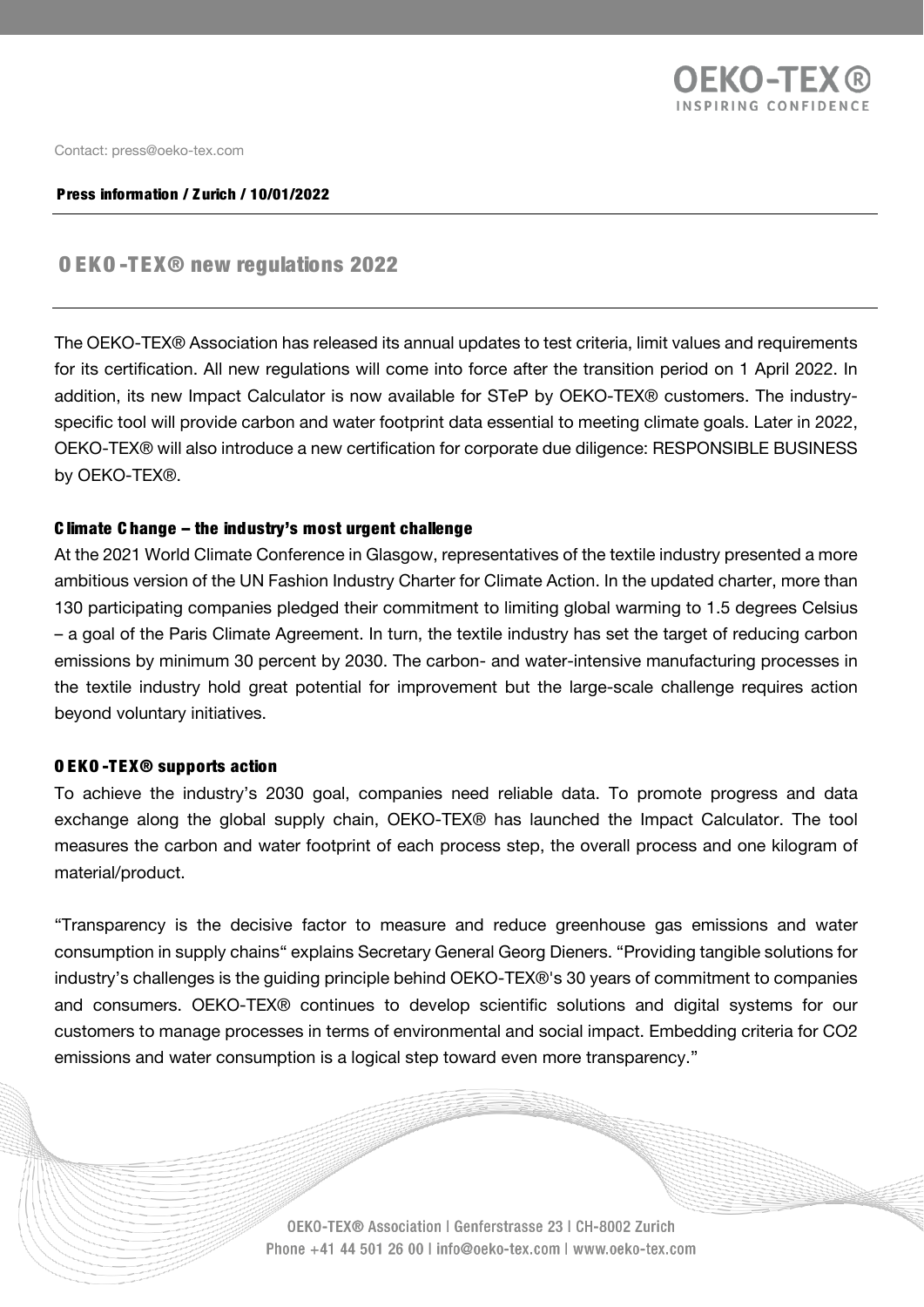Contact: press@oeko-tex.com

**Press information / Zurich / 10/01/2022**

# OEKO-TEX® new regulations 2022

The OEKO-TEX® Association has released its annual updates to test criteria, limit values and requirements for its certification. All new regulations will come into force after the transition period on 1 April 2022. In addition, its new Impact Calculator is now available for STeP by OEKO-TEX® customers. The industry-specific tool will provide carbon and water footprint data essential to meeting climate goals. Later in 2022, OEKO-TEX® will also introduce a new certification for corporate due diligence: RESPONSIBLE BUSINESS by OEKO-TEX®.

## Climate Change – the industry's most urgent challenge

At the 2021 World Climate Conference in Glasgow, representatives of the textile industry presented a more ambitious version of the UN Fashion Industry Charter for Climate Action. In the updated charter, more than 130 participating companies pledged their commitment to limiting global warming to 1.5 degrees Celsius – a goal of the Paris Climate Agreement. In turn, the textile industry has set the target of reducing carbon emissions by minimum 30 percent by 2030. The carbon- and water-intensive manufacturing processes in the textile industry hold great potential for improvement but the large-scale challenge requires action beyond voluntary initiatives.

## OEKO-TEX® supports action

To achieve the industry's 2030 goal, companies need reliable data. To promote progress and data exchange along the global supply chain, OEKO-TEX® has launched the Impact Calculator. The tool measures the carbon and water footprint of each process step, the overall process and one kilogram of material/product.

"Transparency is the decisive factor to measure and reduce greenhouse gas emissions and water consumption in supply chains" explains Secretary General Georg Dieners. "Providing tangible solutions for industry's challenges is the guiding principle behind OEKO-TEX®'s 30 years of commitment to companies and consumers. OEKO-TEX® continues to develop scientific solutions and digital systems for our customers to manage processes in terms of environmental and social impact. Embedding criteria for $CO_2$ emissions and water consumption is a logical step toward even more transparency."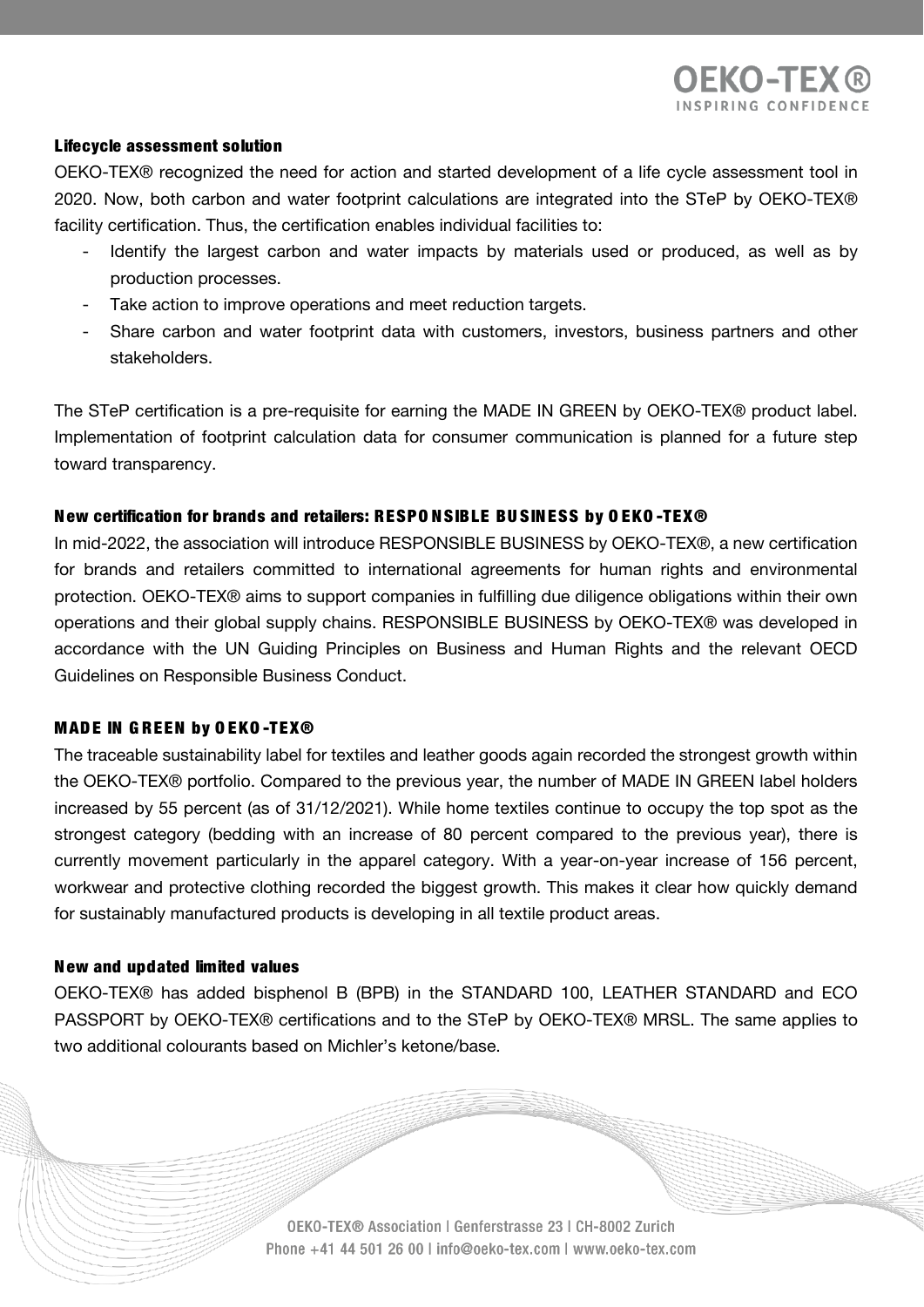### Lifecycle assessment solution

OEKO-TEX® recognized the need for action and started development of a life cycle assessment tool in 2020. Now, both carbon and water footprint calculations are integrated into the STeP by OEKO-TEX® facility certification. Thus, the certification enables individual facilities to:

- Identify the largest carbon and water impacts by materials used or produced, as well as by production processes.
- Take action to improve operations and meet reduction targets.
- Share carbon and water footprint data with customers, investors, business partners and other stakeholders.

The STeP certification is a pre-requisite for earning the MADE IN GREEN by OEKO-TEX® product label. Implementation of footprint calculation data for consumer communication is planned for a future step toward transparency.

### New certification for brands and retailers: RESPONSIBLE BUSINESS by OEKO-TEX®

In mid-2022, the association will introduce RESPONSIBLE BUSINESS by OEKO-TEX®, a new certification for brands and retailers committed to international agreements for human rights and environmental protection. OEKO-TEX® aims to support companies in fulfilling due diligence obligations within their own operations and their global supply chains. RESPONSIBLE BUSINESS by OEKO-TEX® was developed in accordance with the UN Guiding Principles on Business and Human Rights and the relevant OECD Guidelines on Responsible Business Conduct.

### MADE IN GREEN by OEKO-TEX®

The traceable sustainability label for textiles and leather goods again recorded the strongest growth within the OEKO-TEX® portfolio. Compared to the previous year, the number of MADE IN GREEN label holders increased by 55 percent (as of 31/12/2021). While home textiles continue to occupy the top spot as the strongest category (bedding with an increase of 80 percent compared to the previous year), there is currently movement particularly in the apparel category. With a year-on-year increase of 156 percent, workwear and protective clothing recorded the biggest growth. This makes it clear how quickly demand for sustainably manufactured products is developing in all textile product areas.

### New and updated limited values

OEKO-TEX® has added bisphenol B (BPB) in the STANDARD 100, LEATHER STANDARD and ECO PASSPORT by OEKO-TEX® certifications and to the STeP by OEKO-TEX® MRSL. The same applies to two additional colourants based on Michler's ketone/base.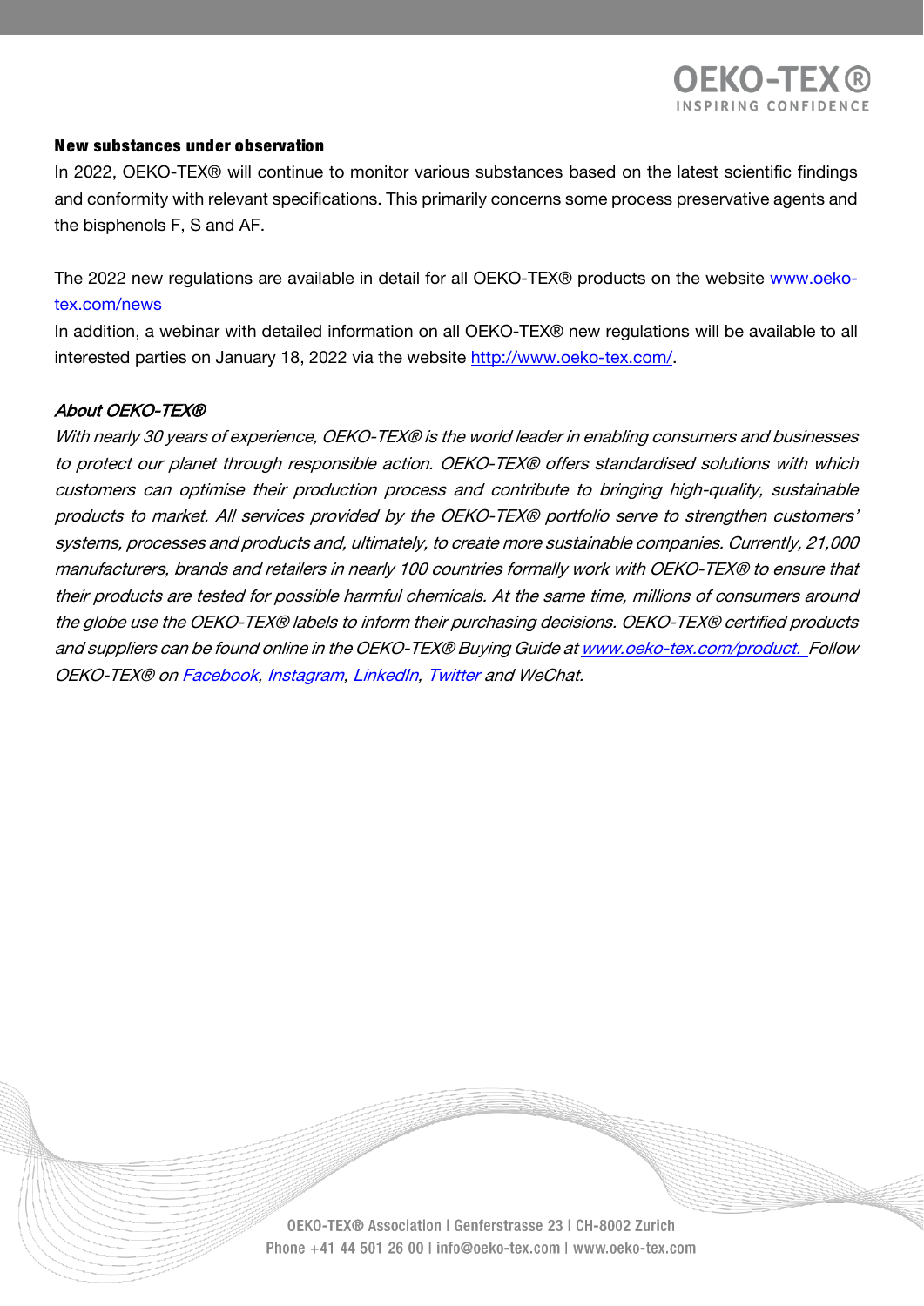### New substances under observation

In 2022, OEKO-TEX® will continue to monitor various substances based on the latest scientific findings and conformity with relevant specifications. This primarily concerns some process preservative agents and the bisphenols F, S and AF.

The 2022 new regulations are available in detail for all OEKO-TEX® products on the website [www.oeko-tex.com/news](www.oeko-tex.com/news)

In addition, a webinar with detailed information on all OEKO-TEX® new regulations will be available to all interested parties on January 18, 2022 via the website [http://www.oeko-tex.com/](http://www.oeko-tex.com/).

### *About OEKO-TEX®*

*With nearly 30 years of experience, OEKO-TEX® is the world leader in enabling consumers and businesses to protect our planet through responsible action. OEKO-TEX® offers standardised solutions with which customers can optimise their production process and contribute to bringing high-quality, sustainable products to market. All services provided by the OEKO-TEX® portfolio serve to strengthen customers' systems, processes and products and, ultimately, to create more sustainable companies. Currently, 21,000 manufacturers, brands and retailers in nearly 100 countries formally work with OEKO-TEX® to ensure that their products are tested for possible harmful chemicals. At the same time, millions of consumers around the globe use the OEKO-TEX® labels to inform their purchasing decisions. OEKO-TEX® certified products and suppliers can be found online in the OEKO-TEX® Buying Guide at [www.oeko-tex.com/product.](www.oeko-tex.com/product) Follow OEKO-TEX® on Facebook, Instagram, LinkedIn, Twitter and WeChat.*

OEKO-TEX® Association | Genferstrasse 23 | CH-8002 Zurich
Phone +41 44 501 26 00 | info@oeko-tex.com | www.oeko-tex.com